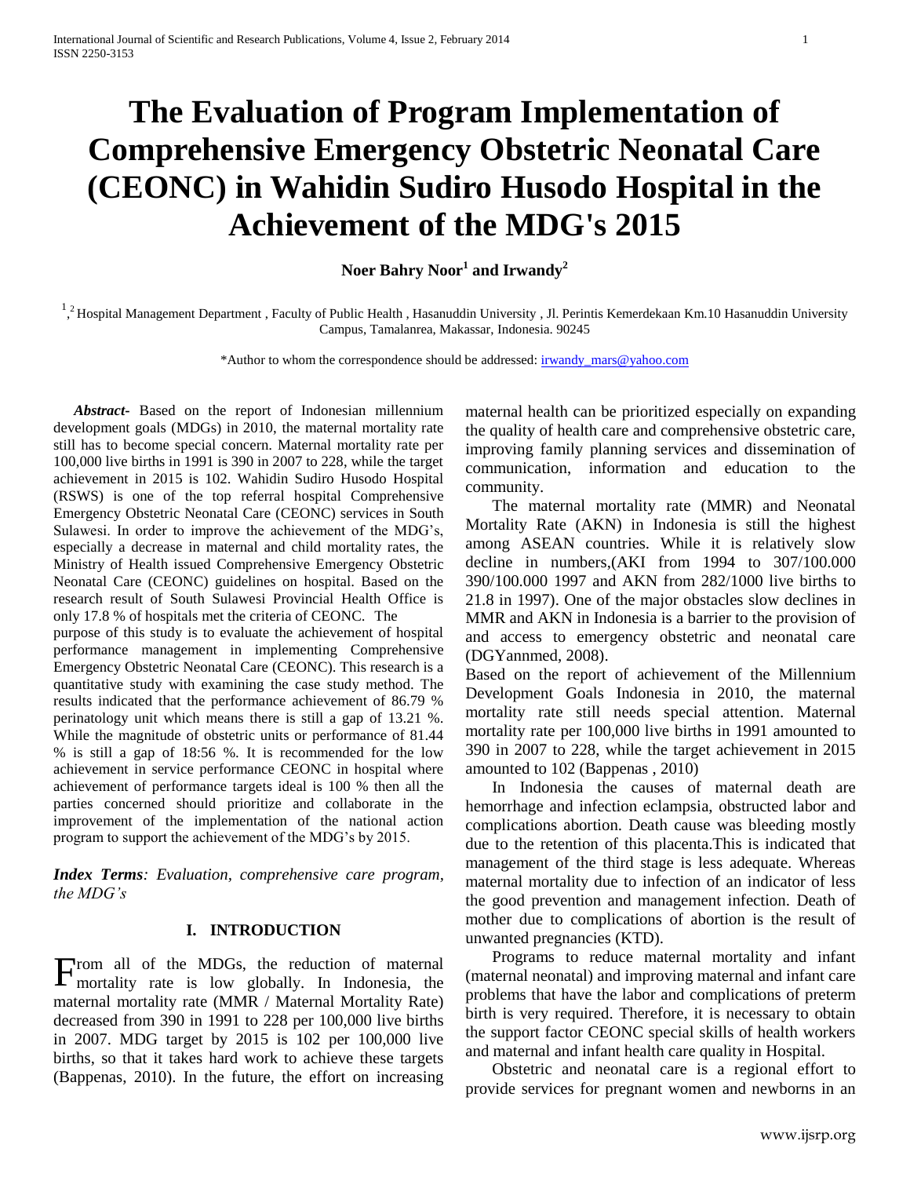# The Evaluation of Program Implementation of Comprehensive Emergency Obstetric Neonatal Care (CEONC) in Wahidin Sudiro Husodo Hospital in the Achievement of the MDG's 2015

**Noer Bahry Noor[1] and Irwandy[2]**

[1,2] Hospital Management Department , Faculty of Public Health , Hasanuddin University , Jl. Perintis Kemerdekaan Km.10 Hasanuddin University Campus, Tamalanrea, Makassar, Indonesia. 90245

*Author to whom the correspondence should be addressed: irwandy_mars@yahoo.com

***Abstract*-** Based on the report of Indonesian millennium development goals (MDGs) in 2010, the maternal mortality rate still has to become special concern. Maternal mortality rate per 100,000 live births in 1991 is 390 in 2007 to 228, while the target achievement in 2015 is 102. Wahidin Sudiro Husodo Hospital (RSWS) is one of the top referral hospital Comprehensive Emergency Obstetric Neonatal Care (CEONC) services in South Sulawesi. In order to improve the achievement of the MDG's, especially a decrease in maternal and child mortality rates, the Ministry of Health issued Comprehensive Emergency Obstetric Neonatal Care (CEONC) guidelines on hospital. Based on the research result of South Sulawesi Provincial Health Office is only 17.8 % of hospitals met the criteria of CEONC. The purpose of this study is to evaluate the achievement of hospital performance management in implementing Comprehensive Emergency Obstetric Neonatal Care (CEONC). This research is a quantitative study with examining the case study method. The results indicated that the performance achievement of 86.79 % perinatology unit which means there is still a gap of 13.21 %. While the magnitude of obstetric units or performance of 81.44 % is still a gap of 18:56 %. It is recommended for the low achievement in service performance CEONC in hospital where achievement of performance targets ideal is 100 % then all the parties concerned should prioritize and collaborate in the improvement of the implementation of the national action program to support the achievement of the MDG's by 2015.

***Index Terms****: Evaluation, comprehensive care program, the MDG's*

## I. INTRODUCTION

From all of the MDGs, the reduction of maternal mortality rate is low globally. In Indonesia, the maternal mortality rate (MMR / Maternal Mortality Rate) decreased from 390 in 1991 to 228 per 100,000 live births in 2007. MDG target by 2015 is 102 per 100,000 live births, so that it takes hard work to achieve these targets (Bappenas, 2010). In the future, the effort on increasing maternal health can be prioritized especially on expanding the quality of health care and comprehensive obstetric care, improving family planning services and dissemination of communication, information and education to the community.

The maternal mortality rate (MMR) and Neonatal Mortality Rate (AKN) in Indonesia is still the highest among ASEAN countries. While it is relatively slow decline in numbers,(AKI from 1994 to 307/100.000 390/100.000 1997 and AKN from 282/1000 live births to 21.8 in 1997). One of the major obstacles slow declines in MMR and AKN in Indonesia is a barrier to the provision of and access to emergency obstetric and neonatal care (DGYannmed, 2008).

Based on the report of achievement of the Millennium Development Goals Indonesia in 2010, the maternal mortality rate still needs special attention. Maternal mortality rate per 100,000 live births in 1991 amounted to 390 in 2007 to 228, while the target achievement in 2015 amounted to 102 (Bappenas , 2010)

In Indonesia the causes of maternal death are hemorrhage and infection eclampsia, obstructed labor and complications abortion. Death cause was bleeding mostly due to the retention of this placenta.This is indicated that management of the third stage is less adequate. Whereas maternal mortality due to infection of an indicator of less the good prevention and management infection. Death of mother due to complications of abortion is the result of unwanted pregnancies (KTD).

Programs to reduce maternal mortality and infant (maternal neonatal) and improving maternal and infant care problems that have the labor and complications of preterm birth is very required. Therefore, it is necessary to obtain the support factor CEONC special skills of health workers and maternal and infant health care quality in Hospital.

Obstetric and neonatal care is a regional effort to provide services for pregnant women and newborns in an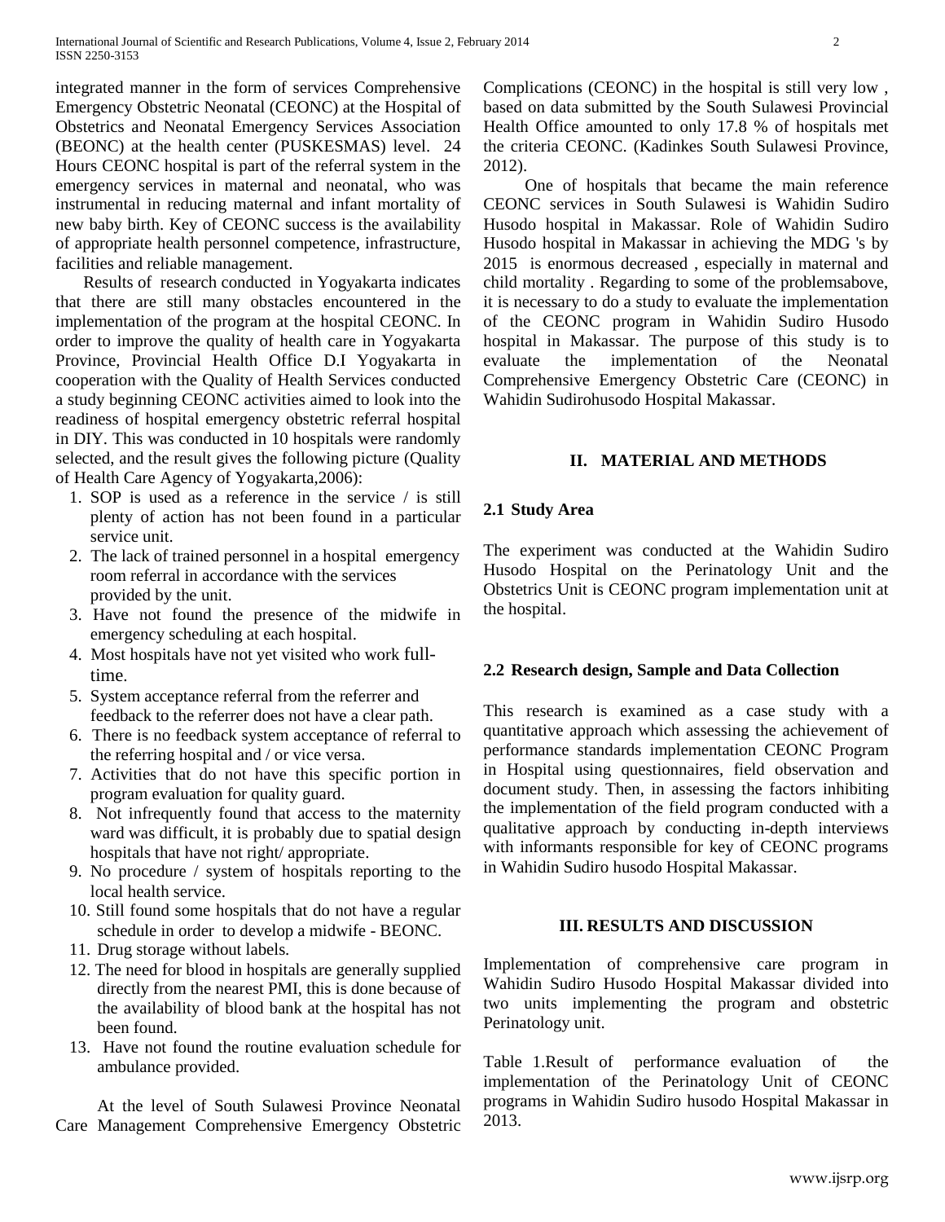integrated manner in the form of services Comprehensive Emergency Obstetric Neonatal (CEONC) at the Hospital of Obstetrics and Neonatal Emergency Services Association (BEONC) at the health center (PUSKESMAS) level. 24 Hours CEONC hospital is part of the referral system in the emergency services in maternal and neonatal, who was instrumental in reducing maternal and infant mortality of new baby birth. Key of CEONC success is the availability of appropriate health personnel competence, infrastructure, facilities and reliable management.

Results of research conducted in Yogyakarta indicates that there are still many obstacles encountered in the implementation of the program at the hospital CEONC. In order to improve the quality of health care in Yogyakarta Province, Provincial Health Office D.I Yogyakarta in cooperation with the Quality of Health Services conducted a study beginning CEONC activities aimed to look into the readiness of hospital emergency obstetric referral hospital in DIY. This was conducted in 10 hospitals were randomly selected, and the result gives the following picture (Quality of Health Care Agency of Yogyakarta,2006):

1. SOP is used as a reference in the service / is still plenty of action has not been found in a particular service unit.
2. The lack of trained personnel in a hospital emergency room referral in accordance with the services provided by the unit.
3. Have not found the presence of the midwife in emergency scheduling at each hospital.
4. Most hospitals have not yet visited who work full-time.
5. System acceptance referral from the referrer and feedback to the referrer does not have a clear path.
6. There is no feedback system acceptance of referral to the referring hospital and / or vice versa.
7. Activities that do not have this specific portion in program evaluation for quality guard.
8. Not infrequently found that access to the maternity ward was difficult, it is probably due to spatial design hospitals that have not right/ appropriate.
9. No procedure / system of hospitals reporting to the local health service.
10. Still found some hospitals that do not have a regular schedule in order to develop a midwife - BEONC.
11. Drug storage without labels.
12. The need for blood in hospitals are generally supplied directly from the nearest PMI, this is done because of the availability of blood bank at the hospital has not been found.
13. Have not found the routine evaluation schedule for ambulance provided.

At the level of South Sulawesi Province Neonatal Care Management Comprehensive Emergency Obstetric Complications (CEONC) in the hospital is still very low , based on data submitted by the South Sulawesi Provincial Health Office amounted to only 17.8 % of hospitals met the criteria CEONC. (Kadinkes South Sulawesi Province, 2012).

One of hospitals that became the main reference CEONC services in South Sulawesi is Wahidin Sudiro Husodo hospital in Makassar. Role of Wahidin Sudiro Husodo hospital in Makassar in achieving the MDG 's by 2015 is enormous decreased , especially in maternal and child mortality . Regarding to some of the problemsabove, it is necessary to do a study to evaluate the implementation of the CEONC program in Wahidin Sudiro Husodo hospital in Makassar. The purpose of this study is to evaluate the implementation of the Neonatal Comprehensive Emergency Obstetric Care (CEONC) in Wahidin Sudirohusodo Hospital Makassar.

## II. MATERIAL AND METHODS

### 2.1 Study Area

The experiment was conducted at the Wahidin Sudiro Husodo Hospital on the Perinatology Unit and the Obstetrics Unit is CEONC program implementation unit at the hospital.

### 2.2 Research design, Sample and Data Collection

This research is examined as a case study with a quantitative approach which assessing the achievement of performance standards implementation CEONC Program in Hospital using questionnaires, field observation and document study. Then, in assessing the factors inhibiting the implementation of the field program conducted with a qualitative approach by conducting in-depth interviews with informants responsible for key of CEONC programs in Wahidin Sudiro husodo Hospital Makassar.

## III. RESULTS AND DISCUSSION

Implementation of comprehensive care program in Wahidin Sudiro Husodo Hospital Makassar divided into two units implementing the program and obstetric Perinatology unit.

Table 1.Result of performance evaluation of the implementation of the Perinatology Unit of CEONC programs in Wahidin Sudiro husodo Hospital Makassar in 2013.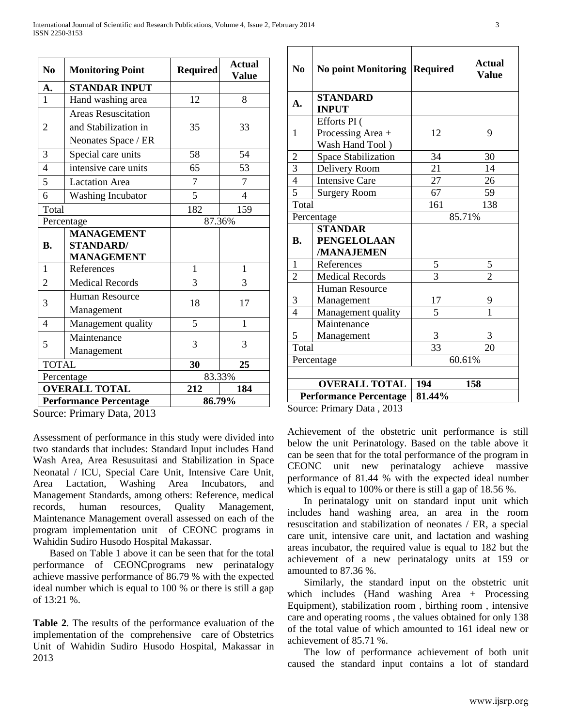| No | Monitoring Point | Required | Actual Value |
|---|---|---|---|
| **A.** | **STANDAR INPUT** | | |
| 1 | Hand washing area | 12 | 8 |
| 2 | Areas Resuscitation and Stabilization in Neonates Space / ER | 35 | 33 |
| 3 | Special care units | 58 | 54 |
| 4 | intensive care units | 65 | 53 |
| 5 | Lactation Area | 7 | 7 |
| 6 | Washing Incubator | 5 | 4 |
| Total | | 182 | 159 |
| Percentage | | 87.36% | |
| **B.** | **MANAGEMENT STANDARD/ MANAGEMENT** | | |
| 1 | References | 1 | 1 |
| 2 | Medical Records | 3 | 3 |
| 3 | Human Resource Management | 18 | 17 |
| 4 | Management quality | 5 | 1 |
| 5 | Maintenance Management | 3 | 3 |
| TOTAL | | **30** | **25** |
| Percentage | | 83.33% | |
| **OVERALL TOTAL** | | **212** | **184** |
| **Performance Percentage** | | **86.79%** | |

Source: Primary Data, 2013

Assessment of performance in this study were divided into two standards that includes: Standard Input includes Hand Wash Area, Area Resusuitasi and Stabilization in Space Neonatal / ICU, Special Care Unit, Intensive Care Unit, Area Lactation, Washing Area Incubators, and Management Standards, among others: Reference, medical records, human resources, Quality Management, Maintenance Management overall assessed on each of the program implementation unit of CEONC programs in Wahidin Sudiro Husodo Hospital Makassar.

Based on Table 1 above it can be seen that for the total performance of CEONCprograms new perinatalogy achieve massive performance of 86.79 % with the expected ideal number which is equal to 100 % or there is still a gap of 13:21 %.

**Table 2**. The results of the performance evaluation of the implementation of the comprehensive care of Obstetrics Unit of Wahidin Sudiro Husodo Hospital, Makassar in 2013

| No | No point Monitoring | Required | Actual Value |
|---|---|---|---|
| **A.** | **STANDARD INPUT** | | |
| 1 | Efforts PI ( Processing Area + Wash Hand Tool ) | 12 | 9 |
| 2 | Space Stabilization | 34 | 30 |
| 3 | Delivery Room | 21 | 14 |
| 4 | Intensive Care | 27 | 26 |
| 5 | Surgery Room | 67 | 59 |
| Total | | 161 | 138 |
| Percentage | | 85.71% | |
| **B.** | **STANDAR PENGELOLAAN /MANAJEMEN** | | |
| 1 | References | 5 | 5 |
| 2 | Medical Records | 3 | 2 |
| 3 | Human Resource Management | 17 | 9 |
| 4 | Management quality | 5 | 1 |
| 5 | Maintenance Management | 3 | 3 |
| Total | | 33 | 20 |
| Percentage | | 60.61% | |
| | | | |
| **OVERALL TOTAL** | | **194** | **158** |
| **Performance Percentage** | | **81.44%** | |

Source: Primary Data , 2013

Achievement of the obstetric unit performance is still below the unit Perinatology. Based on the table above it can be seen that for the total performance of the program in CEONC unit new perinatalogy achieve massive performance of 81.44 % with the expected ideal number which is equal to 100% or there is still a gap of 18.56 %.

In perinatalogy unit on standard input unit which includes hand washing area, an area in the room resuscitation and stabilization of neonates / ER, a special care unit, intensive care unit, and lactation and washing areas incubator, the required value is equal to 182 but the achievement of a new perinatalogy units at 159 or amounted to 87.36 %.

Similarly, the standard input on the obstetric unit which includes (Hand washing Area + Processing Equipment), stabilization room , birthing room , intensive care and operating rooms , the values obtained for only 138 of the total value of which amounted to 161 ideal new or achievement of 85.71 %.

The low of performance achievement of both unit caused the standard input contains a lot of standard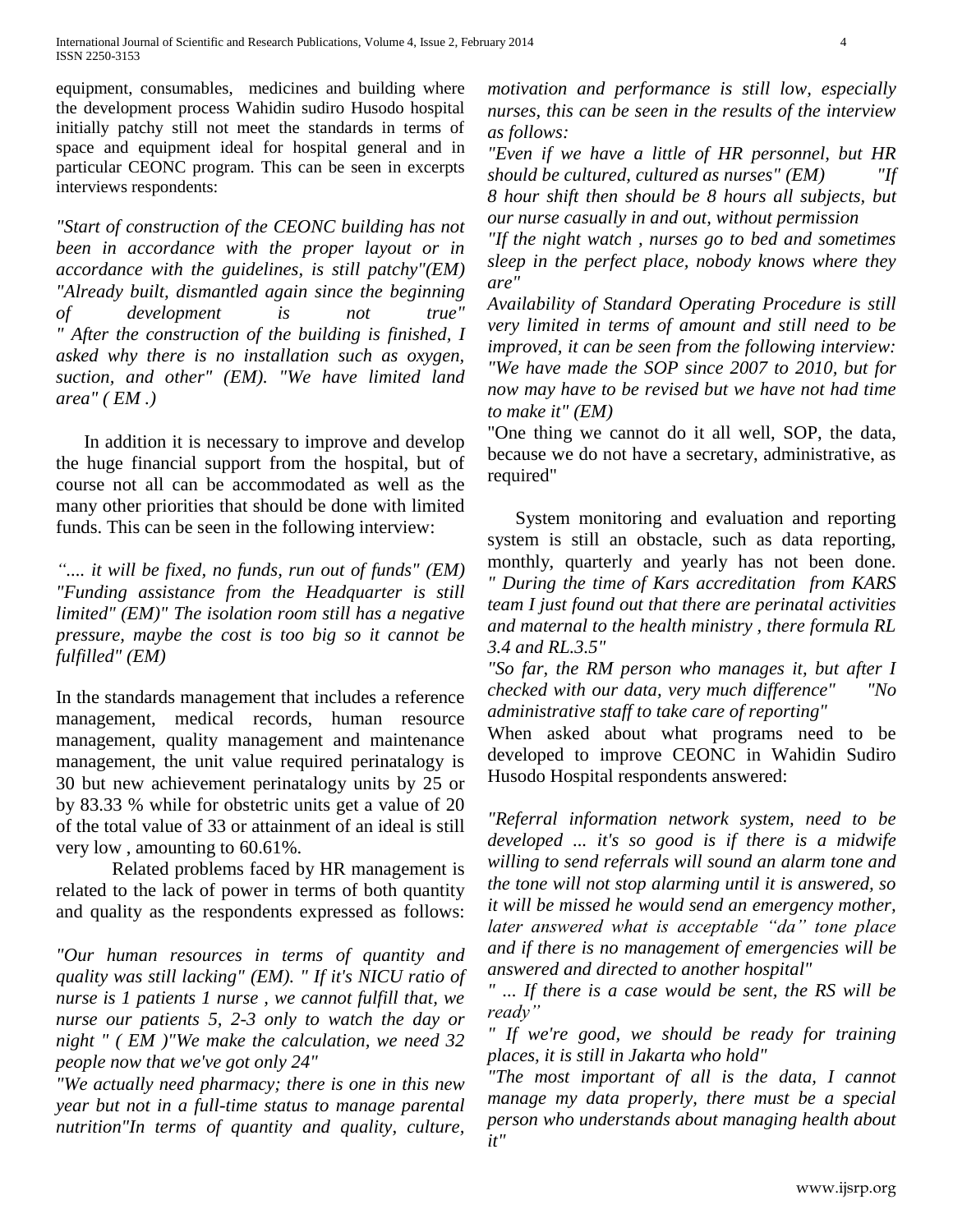equipment, consumables, medicines and building where the development process Wahidin sudiro Husodo hospital initially patchy still not meet the standards in terms of space and equipment ideal for hospital general and in particular CEONC program. This can be seen in excerpts interviews respondents:

*"Start of construction of the CEONC building has not been in accordance with the proper layout or in accordance with the guidelines, is still patchy"(EM) "Already built, dismantled again since the beginning of development is not true" " After the construction of the building is finished, I asked why there is no installation such as oxygen, suction, and other" (EM). "We have limited land area" ( EM .)*

In addition it is necessary to improve and develop the huge financial support from the hospital, but of course not all can be accommodated as well as the many other priorities that should be done with limited funds. This can be seen in the following interview:

*".... it will be fixed, no funds, run out of funds" (EM) "Funding assistance from the Headquarter is still limited" (EM)" The isolation room still has a negative pressure, maybe the cost is too big so it cannot be fulfilled" (EM)*

In the standards management that includes a reference management, medical records, human resource management, quality management and maintenance management, the unit value required perinatalogy is 30 but new achievement perinatalogy units by 25 or by 83.33 % while for obstetric units get a value of 20 of the total value of 33 or attainment of an ideal is still very low , amounting to 60.61%.

Related problems faced by HR management is related to the lack of power in terms of both quantity and quality as the respondents expressed as follows:

*"Our human resources in terms of quantity and quality was still lacking" (EM). " If it's NICU ratio of nurse is 1 patients 1 nurse , we cannot fulfill that, we nurse our patients 5, 2-3 only to watch the day or night " ( EM )"We make the calculation, we need 32 people now that we've got only 24"*

*"We actually need pharmacy; there is one in this new year but not in a full-time status to manage parental nutrition"In terms of quantity and quality, culture, motivation and performance is still low, especially nurses, this can be seen in the results of the interview as follows:*

*"Even if we have a little of HR personnel, but HR should be cultured, cultured as nurses" (EM) "If 8 hour shift then should be 8 hours all subjects, but our nurse casually in and out, without permission*

*"If the night watch , nurses go to bed and sometimes sleep in the perfect place, nobody knows where they are"*

*Availability of Standard Operating Procedure is still very limited in terms of amount and still need to be improved, it can be seen from the following interview: "We have made the SOP since 2007 to 2010, but for now may have to be revised but we have not had time to make it" (EM)*

"One thing we cannot do it all well, SOP, the data, because we do not have a secretary, administrative, as required"

System monitoring and evaluation and reporting system is still an obstacle, such as data reporting, monthly, quarterly and yearly has not been done. *" During the time of Kars accreditation from KARS team I just found out that there are perinatal activities and maternal to the health ministry , there formula RL 3.4 and RL.3.5"*

*"So far, the RM person who manages it, but after I checked with our data, very much difference" "No administrative staff to take care of reporting"*

When asked about what programs need to be developed to improve CEONC in Wahidin Sudiro Husodo Hospital respondents answered:

*"Referral information network system, need to be developed ... it's so good is if there is a midwife willing to send referrals will sound an alarm tone and the tone will not stop alarming until it is answered, so it will be missed he would send an emergency mother, later answered what is acceptable "da" tone place and if there is no management of emergencies will be answered and directed to another hospital"*

*" ... If there is a case would be sent, the RS will be ready"*

*" If we're good, we should be ready for training places, it is still in Jakarta who hold"*

*"The most important of all is the data, I cannot manage my data properly, there must be a special person who understands about managing health about it"*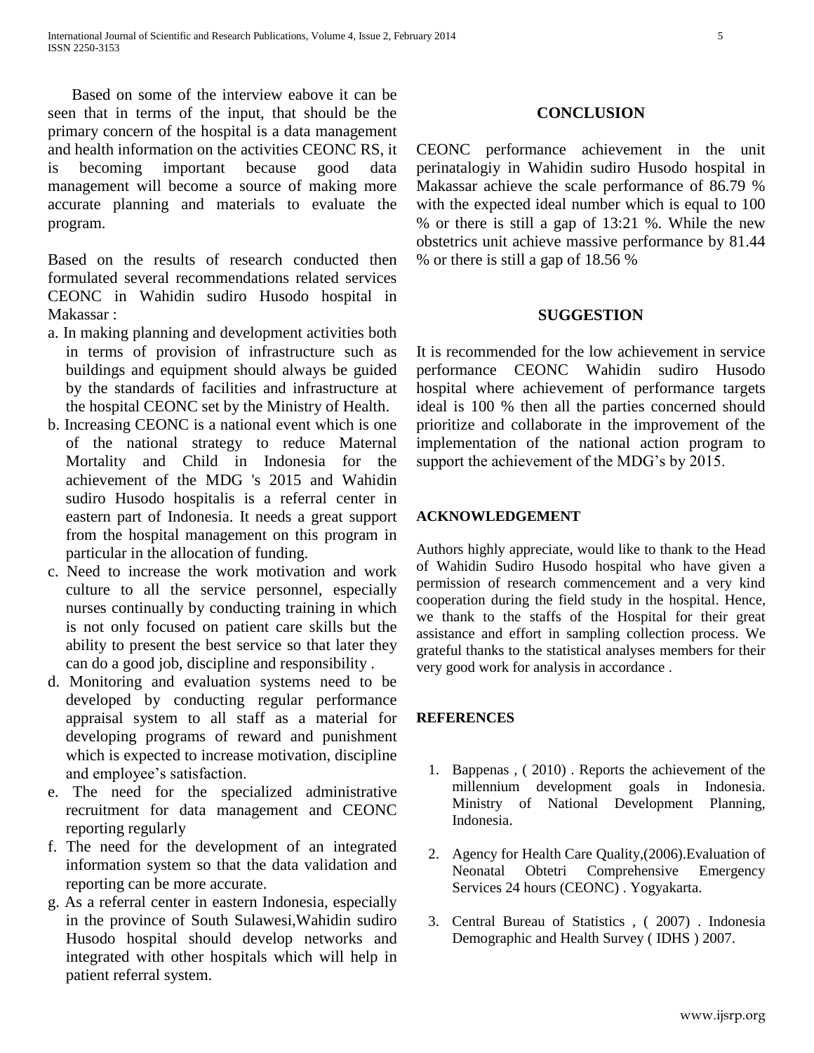Based on some of the interview eabove it can be seen that in terms of the input, that should be the primary concern of the hospital is a data management and health information on the activities CEONC RS, it is becoming important because good data management will become a source of making more accurate planning and materials to evaluate the program.

Based on the results of research conducted then formulated several recommendations related services CEONC in Wahidin sudiro Husodo hospital in Makassar :

a. In making planning and development activities both in terms of provision of infrastructure such as buildings and equipment should always be guided by the standards of facilities and infrastructure at the hospital CEONC set by the Ministry of Health.
b. Increasing CEONC is a national event which is one of the national strategy to reduce Maternal Mortality and Child in Indonesia for the achievement of the MDG 's 2015 and Wahidin sudiro Husodo hospitalis is a referral center in eastern part of Indonesia. It needs a great support from the hospital management on this program in particular in the allocation of funding.
c. Need to increase the work motivation and work culture to all the service personnel, especially nurses continually by conducting training in which is not only focused on patient care skills but the ability to present the best service so that later they can do a good job, discipline and responsibility .
d. Monitoring and evaluation systems need to be developed by conducting regular performance appraisal system to all staff as a material for developing programs of reward and punishment which is expected to increase motivation, discipline and employee's satisfaction.
e. The need for the specialized administrative recruitment for data management and CEONC reporting regularly
f. The need for the development of an integrated information system so that the data validation and reporting can be more accurate.
g. As a referral center in eastern Indonesia, especially in the province of South Sulawesi,Wahidin sudiro Husodo hospital should develop networks and integrated with other hospitals which will help in patient referral system.

## CONCLUSION

CEONC performance achievement in the unit perinatalogiy in Wahidin sudiro Husodo hospital in Makassar achieve the scale performance of 86.79 % with the expected ideal number which is equal to 100 % or there is still a gap of 13:21 %. While the new obstetrics unit achieve massive performance by 81.44 % or there is still a gap of 18.56 %

## SUGGESTION

It is recommended for the low achievement in service performance CEONC Wahidin sudiro Husodo hospital where achievement of performance targets ideal is 100 % then all the parties concerned should prioritize and collaborate in the improvement of the implementation of the national action program to support the achievement of the MDG's by 2015.

## ACKNOWLEDGEMENT

Authors highly appreciate, would like to thank to the Head of Wahidin Sudiro Husodo hospital who have given a permission of research commencement and a very kind cooperation during the field study in the hospital. Hence, we thank to the staffs of the Hospital for their great assistance and effort in sampling collection process. We grateful thanks to the statistical analyses members for their very good work for analysis in accordance .

## REFERENCES

1. Bappenas , ( 2010) . Reports the achievement of the millennium development goals in Indonesia. Ministry of National Development Planning, Indonesia.
2. Agency for Health Care Quality,(2006).Evaluation of Neonatal Obtetri Comprehensive Emergency Services 24 hours (CEONC) . Yogyakarta.
3. Central Bureau of Statistics , ( 2007) . Indonesia Demographic and Health Survey ( IDHS ) 2007.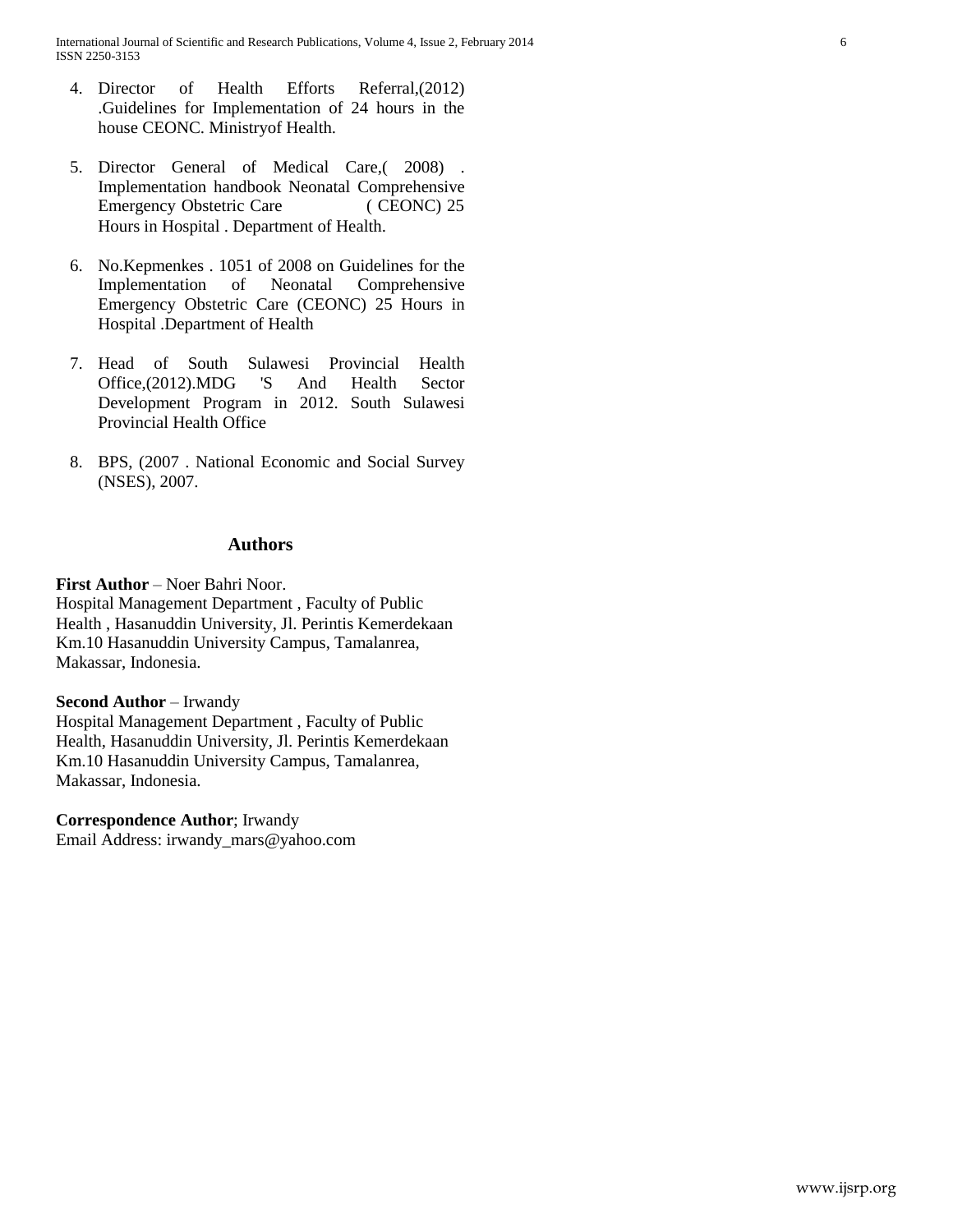4. Director of Health Efforts Referral,(2012) .Guidelines for Implementation of 24 hours in the house CEONC. Ministryof Health.

5. Director General of Medical Care,( 2008) . Implementation handbook Neonatal Comprehensive Emergency Obstetric Care ( CEONC) 25 Hours in Hospital . Department of Health.

6. No.Kepmenkes . 1051 of 2008 on Guidelines for the Implementation of Neonatal Comprehensive Emergency Obstetric Care (CEONC) 25 Hours in Hospital .Department of Health

7. Head of South Sulawesi Provincial Health Office,(2012).MDG 'S And Health Sector Development Program in 2012. South Sulawesi Provincial Health Office

8. BPS, (2007 . National Economic and Social Survey (NSES), 2007.

## Authors

**First Author** – Noer Bahri Noor.
Hospital Management Department , Faculty of Public Health , Hasanuddin University, Jl. Perintis Kemerdekaan Km.10 Hasanuddin University Campus, Tamalanrea, Makassar, Indonesia.

**Second Author** – Irwandy
Hospital Management Department , Faculty of Public Health, Hasanuddin University, Jl. Perintis Kemerdekaan Km.10 Hasanuddin University Campus, Tamalanrea, Makassar, Indonesia.

**Correspondence Author**; Irwandy
Email Address: irwandy_mars@yahoo.com